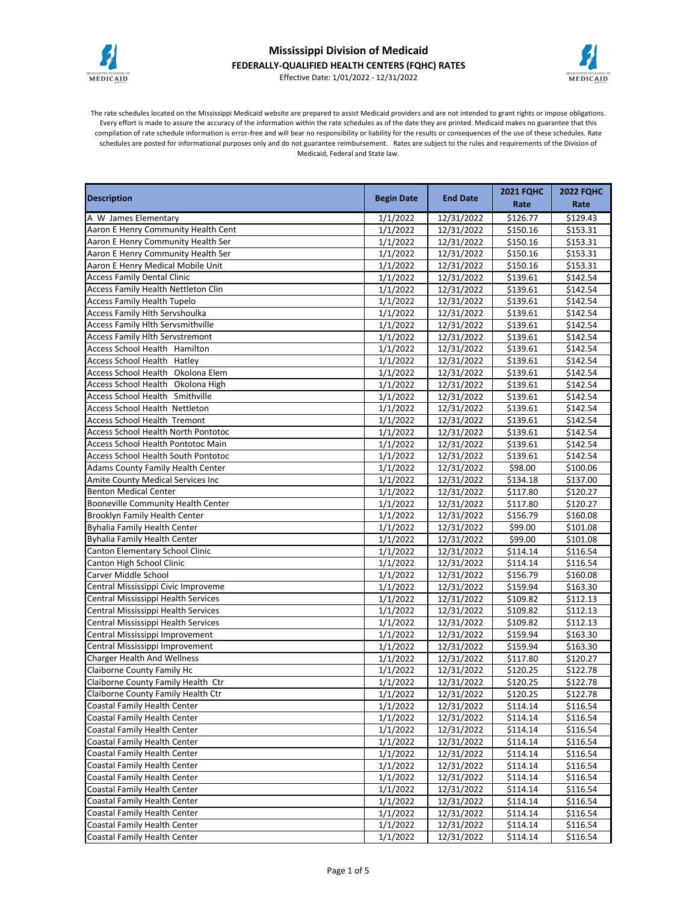# Mississippi Division of Medicaid

## FEDERALLY-QUALIFIED HEALTH CENTERS (FQHC) RATES

Effective Date: 1/01/2022 - 12/31/2022

The rate schedules located on the Mississippi Medicaid website are prepared to assist Medicaid providers and are not intended to grant rights or impose obligations. Every effort is made to assure the accuracy of the information within the rate schedules as of the date they are printed. Medicaid makes no guarantee that this compilation of rate schedule information is error-free and will bear no responsibility or liability for the results or consequences of the use of these schedules. Rate schedules are posted for informational purposes only and do not guarantee reimbursement. Rates are subject to the rules and requirements of the Division of Medicaid, Federal and State law.

| Description | Begin Date | End Date | 2021 FQHC Rate | 2022 FQHC Rate |
|---|---|---|---|---|
| A W James Elementary | 1/1/2022 | 12/31/2022 | $126.77 | $129.43 |
| Aaron E Henry Community Health Cent | 1/1/2022 | 12/31/2022 | $150.16 | $153.31 |
| Aaron E Henry Community Health Ser | 1/1/2022 | 12/31/2022 | $150.16 | $153.31 |
| Aaron E Henry Community Health Ser | 1/1/2022 | 12/31/2022 | $150.16 | $153.31 |
| Aaron E Henry Medical Mobile Unit | 1/1/2022 | 12/31/2022 | $150.16 | $153.31 |
| Access Family Dental Clinic | 1/1/2022 | 12/31/2022 | $139.61 | $142.54 |
| Access Family Health Nettleton Clin | 1/1/2022 | 12/31/2022 | $139.61 | $142.54 |
| Access Family Health Tupelo | 1/1/2022 | 12/31/2022 | $139.61 | $142.54 |
| Access Family Hlth Servshoulka | 1/1/2022 | 12/31/2022 | $139.61 | $142.54 |
| Access Family Hlth Servsmithville | 1/1/2022 | 12/31/2022 | $139.61 | $142.54 |
| Access Family Hlth Servstremont | 1/1/2022 | 12/31/2022 | $139.61 | $142.54 |
| Access School Health Hamilton | 1/1/2022 | 12/31/2022 | $139.61 | $142.54 |
| Access School Health Hatley | 1/1/2022 | 12/31/2022 | $139.61 | $142.54 |
| Access School Health Okolona Elem | 1/1/2022 | 12/31/2022 | $139.61 | $142.54 |
| Access School Health Okolona High | 1/1/2022 | 12/31/2022 | $139.61 | $142.54 |
| Access School Health Smithville | 1/1/2022 | 12/31/2022 | $139.61 | $142.54 |
| Access School Health Nettleton | 1/1/2022 | 12/31/2022 | $139.61 | $142.54 |
| Access School Health Tremont | 1/1/2022 | 12/31/2022 | $139.61 | $142.54 |
| Access School Health North Pontotoc | 1/1/2022 | 12/31/2022 | $139.61 | $142.54 |
| Access School Health Pontotoc Main | 1/1/2022 | 12/31/2022 | $139.61 | $142.54 |
| Access School Health South Pontotoc | 1/1/2022 | 12/31/2022 | $139.61 | $142.54 |
| Adams County Family Health Center | 1/1/2022 | 12/31/2022 | $98.00 | $100.06 |
| Amite County Medical Services Inc | 1/1/2022 | 12/31/2022 | $134.18 | $137.00 |
| Benton Medical Center | 1/1/2022 | 12/31/2022 | $117.80 | $120.27 |
| Booneville Community Health Center | 1/1/2022 | 12/31/2022 | $117.80 | $120.27 |
| Brooklyn Family Health Center | 1/1/2022 | 12/31/2022 | $156.79 | $160.08 |
| Byhalia Family Health Center | 1/1/2022 | 12/31/2022 | $99.00 | $101.08 |
| Byhalia Family Health Center | 1/1/2022 | 12/31/2022 | $99.00 | $101.08 |
| Canton Elementary School Clinic | 1/1/2022 | 12/31/2022 | $114.14 | $116.54 |
| Canton High School Clinic | 1/1/2022 | 12/31/2022 | $114.14 | $116.54 |
| Carver Middle School | 1/1/2022 | 12/31/2022 | $156.79 | $160.08 |
| Central Mississippi Civic Improveme | 1/1/2022 | 12/31/2022 | $159.94 | $163.30 |
| Central Mississippi Health Services | 1/1/2022 | 12/31/2022 | $109.82 | $112.13 |
| Central Mississippi Health Services | 1/1/2022 | 12/31/2022 | $109.82 | $112.13 |
| Central Mississippi Health Services | 1/1/2022 | 12/31/2022 | $109.82 | $112.13 |
| Central Mississippi Improvement | 1/1/2022 | 12/31/2022 | $159.94 | $163.30 |
| Central Mississippi Improvement | 1/1/2022 | 12/31/2022 | $159.94 | $163.30 |
| Charger Health And Wellness | 1/1/2022 | 12/31/2022 | $117.80 | $120.27 |
| Claiborne County Family Hc | 1/1/2022 | 12/31/2022 | $120.25 | $122.78 |
| Claiborne County Family Health Ctr | 1/1/2022 | 12/31/2022 | $120.25 | $122.78 |
| Claiborne County Family Health Ctr | 1/1/2022 | 12/31/2022 | $120.25 | $122.78 |
| Coastal Family Health Center | 1/1/2022 | 12/31/2022 | $114.14 | $116.54 |
| Coastal Family Health Center | 1/1/2022 | 12/31/2022 | $114.14 | $116.54 |
| Coastal Family Health Center | 1/1/2022 | 12/31/2022 | $114.14 | $116.54 |
| Coastal Family Health Center | 1/1/2022 | 12/31/2022 | $114.14 | $116.54 |
| Coastal Family Health Center | 1/1/2022 | 12/31/2022 | $114.14 | $116.54 |
| Coastal Family Health Center | 1/1/2022 | 12/31/2022 | $114.14 | $116.54 |
| Coastal Family Health Center | 1/1/2022 | 12/31/2022 | $114.14 | $116.54 |
| Coastal Family Health Center | 1/1/2022 | 12/31/2022 | $114.14 | $116.54 |
| Coastal Family Health Center | 1/1/2022 | 12/31/2022 | $114.14 | $116.54 |
| Coastal Family Health Center | 1/1/2022 | 12/31/2022 | $114.14 | $116.54 |
| Coastal Family Health Center | 1/1/2022 | 12/31/2022 | $114.14 | $116.54 |
| Coastal Family Health Center | 1/1/2022 | 12/31/2022 | $114.14 | $116.54 |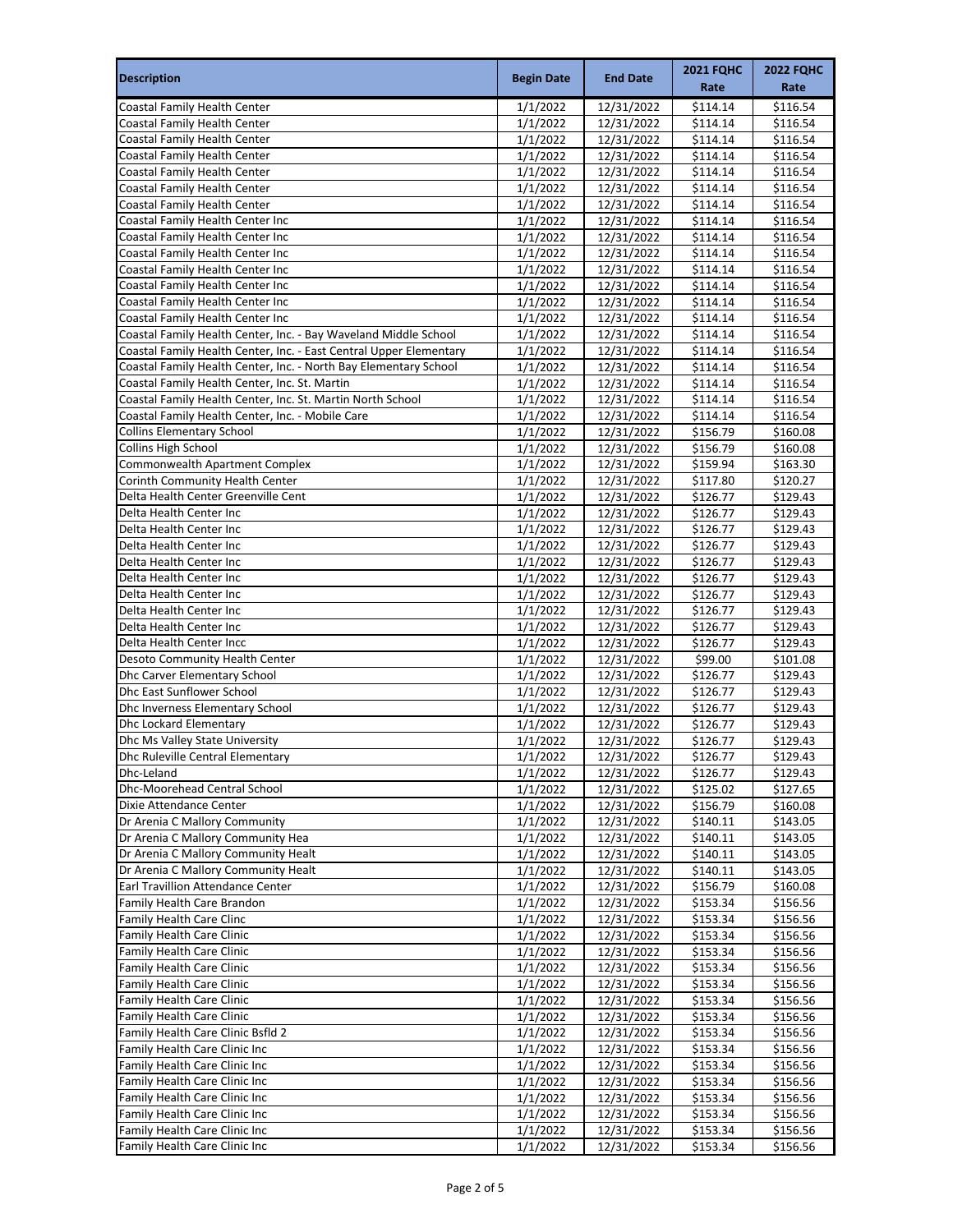| Description | Begin Date | End Date | 2021 FQHC Rate | 2022 FQHC Rate |
|---|---|---|---|---|
| Coastal Family Health Center | 1/1/2022 | 12/31/2022 | $114.14 | $116.54 |
| Coastal Family Health Center | 1/1/2022 | 12/31/2022 | $114.14 | $116.54 |
| Coastal Family Health Center | 1/1/2022 | 12/31/2022 | $114.14 | $116.54 |
| Coastal Family Health Center | 1/1/2022 | 12/31/2022 | $114.14 | $116.54 |
| Coastal Family Health Center | 1/1/2022 | 12/31/2022 | $114.14 | $116.54 |
| Coastal Family Health Center | 1/1/2022 | 12/31/2022 | $114.14 | $116.54 |
| Coastal Family Health Center | 1/1/2022 | 12/31/2022 | $114.14 | $116.54 |
| Coastal Family Health Center Inc | 1/1/2022 | 12/31/2022 | $114.14 | $116.54 |
| Coastal Family Health Center Inc | 1/1/2022 | 12/31/2022 | $114.14 | $116.54 |
| Coastal Family Health Center Inc | 1/1/2022 | 12/31/2022 | $114.14 | $116.54 |
| Coastal Family Health Center Inc | 1/1/2022 | 12/31/2022 | $114.14 | $116.54 |
| Coastal Family Health Center Inc | 1/1/2022 | 12/31/2022 | $114.14 | $116.54 |
| Coastal Family Health Center Inc | 1/1/2022 | 12/31/2022 | $114.14 | $116.54 |
| Coastal Family Health Center Inc | 1/1/2022 | 12/31/2022 | $114.14 | $116.54 |
| Coastal Family Health Center, Inc. - Bay Waveland Middle School | 1/1/2022 | 12/31/2022 | $114.14 | $116.54 |
| Coastal Family Health Center, Inc. - East Central Upper Elementary | 1/1/2022 | 12/31/2022 | $114.14 | $116.54 |
| Coastal Family Health Center, Inc. - North Bay Elementary School | 1/1/2022 | 12/31/2022 | $114.14 | $116.54 |
| Coastal Family Health Center, Inc. St. Martin | 1/1/2022 | 12/31/2022 | $114.14 | $116.54 |
| Coastal Family Health Center, Inc. St. Martin North School | 1/1/2022 | 12/31/2022 | $114.14 | $116.54 |
| Coastal Family Health Center, Inc. - Mobile Care | 1/1/2022 | 12/31/2022 | $114.14 | $116.54 |
| Collins Elementary School | 1/1/2022 | 12/31/2022 | $156.79 | $160.08 |
| Collins High School | 1/1/2022 | 12/31/2022 | $156.79 | $160.08 |
| Commonwealth Apartment Complex | 1/1/2022 | 12/31/2022 | $159.94 | $163.30 |
| Corinth Community Health Center | 1/1/2022 | 12/31/2022 | $117.80 | $120.27 |
| Delta Health Center Greenville Cent | 1/1/2022 | 12/31/2022 | $126.77 | $129.43 |
| Delta Health Center Inc | 1/1/2022 | 12/31/2022 | $126.77 | $129.43 |
| Delta Health Center Inc | 1/1/2022 | 12/31/2022 | $126.77 | $129.43 |
| Delta Health Center Inc | 1/1/2022 | 12/31/2022 | $126.77 | $129.43 |
| Delta Health Center Inc | 1/1/2022 | 12/31/2022 | $126.77 | $129.43 |
| Delta Health Center Inc | 1/1/2022 | 12/31/2022 | $126.77 | $129.43 |
| Delta Health Center Inc | 1/1/2022 | 12/31/2022 | $126.77 | $129.43 |
| Delta Health Center Inc | 1/1/2022 | 12/31/2022 | $126.77 | $129.43 |
| Delta Health Center Inc | 1/1/2022 | 12/31/2022 | $126.77 | $129.43 |
| Delta Health Center Incc | 1/1/2022 | 12/31/2022 | $126.77 | $129.43 |
| Desoto Community Health Center | 1/1/2022 | 12/31/2022 | $99.00 | $101.08 |
| Dhc Carver Elementary School | 1/1/2022 | 12/31/2022 | $126.77 | $129.43 |
| Dhc East Sunflower School | 1/1/2022 | 12/31/2022 | $126.77 | $129.43 |
| Dhc Inverness Elementary School | 1/1/2022 | 12/31/2022 | $126.77 | $129.43 |
| Dhc Lockard Elementary | 1/1/2022 | 12/31/2022 | $126.77 | $129.43 |
| Dhc Ms Valley State University | 1/1/2022 | 12/31/2022 | $126.77 | $129.43 |
| Dhc Ruleville Central Elementary | 1/1/2022 | 12/31/2022 | $126.77 | $129.43 |
| Dhc-Leland | 1/1/2022 | 12/31/2022 | $126.77 | $129.43 |
| Dhc-Moorehead Central School | 1/1/2022 | 12/31/2022 | $125.02 | $127.65 |
| Dixie Attendance Center | 1/1/2022 | 12/31/2022 | $156.79 | $160.08 |
| Dr Arenia C Mallory Community | 1/1/2022 | 12/31/2022 | $140.11 | $143.05 |
| Dr Arenia C Mallory Community Hea | 1/1/2022 | 12/31/2022 | $140.11 | $143.05 |
| Dr Arenia C Mallory Community Healt | 1/1/2022 | 12/31/2022 | $140.11 | $143.05 |
| Dr Arenia C Mallory Community Healt | 1/1/2022 | 12/31/2022 | $140.11 | $143.05 |
| Earl Travillion Attendance Center | 1/1/2022 | 12/31/2022 | $156.79 | $160.08 |
| Family Health Care Brandon | 1/1/2022 | 12/31/2022 | $153.34 | $156.56 |
| Family Health Care Clinc | 1/1/2022 | 12/31/2022 | $153.34 | $156.56 |
| Family Health Care Clinic | 1/1/2022 | 12/31/2022 | $153.34 | $156.56 |
| Family Health Care Clinic | 1/1/2022 | 12/31/2022 | $153.34 | $156.56 |
| Family Health Care Clinic | 1/1/2022 | 12/31/2022 | $153.34 | $156.56 |
| Family Health Care Clinic | 1/1/2022 | 12/31/2022 | $153.34 | $156.56 |
| Family Health Care Clinic | 1/1/2022 | 12/31/2022 | $153.34 | $156.56 |
| Family Health Care Clinic | 1/1/2022 | 12/31/2022 | $153.34 | $156.56 |
| Family Health Care Clinic Bsfld 2 | 1/1/2022 | 12/31/2022 | $153.34 | $156.56 |
| Family Health Care Clinic Inc | 1/1/2022 | 12/31/2022 | $153.34 | $156.56 |
| Family Health Care Clinic Inc | 1/1/2022 | 12/31/2022 | $153.34 | $156.56 |
| Family Health Care Clinic Inc | 1/1/2022 | 12/31/2022 | $153.34 | $156.56 |
| Family Health Care Clinic Inc | 1/1/2022 | 12/31/2022 | $153.34 | $156.56 |
| Family Health Care Clinic Inc | 1/1/2022 | 12/31/2022 | $153.34 | $156.56 |
| Family Health Care Clinic Inc | 1/1/2022 | 12/31/2022 | $153.34 | $156.56 |
| Family Health Care Clinic Inc | 1/1/2022 | 12/31/2022 | $153.34 | $156.56 |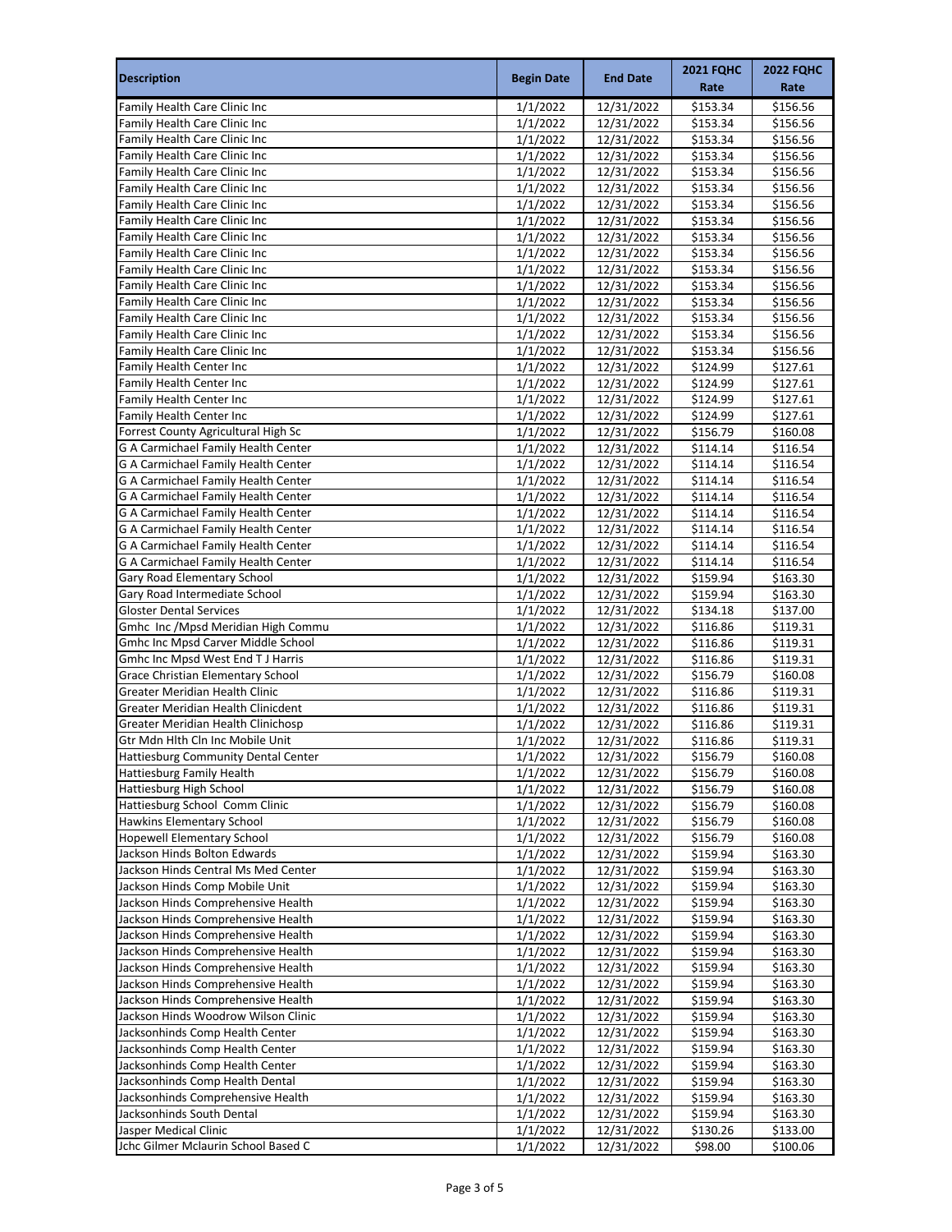| Description | Begin Date | End Date | 2021 FQHC Rate | 2022 FQHC Rate |
|---|---|---|---|---|
| Family Health Care Clinic Inc | 1/1/2022 | 12/31/2022 | $153.34 | $156.56 |
| Family Health Care Clinic Inc | 1/1/2022 | 12/31/2022 | $153.34 | $156.56 |
| Family Health Care Clinic Inc | 1/1/2022 | 12/31/2022 | $153.34 | $156.56 |
| Family Health Care Clinic Inc | 1/1/2022 | 12/31/2022 | $153.34 | $156.56 |
| Family Health Care Clinic Inc | 1/1/2022 | 12/31/2022 | $153.34 | $156.56 |
| Family Health Care Clinic Inc | 1/1/2022 | 12/31/2022 | $153.34 | $156.56 |
| Family Health Care Clinic Inc | 1/1/2022 | 12/31/2022 | $153.34 | $156.56 |
| Family Health Care Clinic Inc | 1/1/2022 | 12/31/2022 | $153.34 | $156.56 |
| Family Health Care Clinic Inc | 1/1/2022 | 12/31/2022 | $153.34 | $156.56 |
| Family Health Care Clinic Inc | 1/1/2022 | 12/31/2022 | $153.34 | $156.56 |
| Family Health Care Clinic Inc | 1/1/2022 | 12/31/2022 | $153.34 | $156.56 |
| Family Health Care Clinic Inc | 1/1/2022 | 12/31/2022 | $153.34 | $156.56 |
| Family Health Care Clinic Inc | 1/1/2022 | 12/31/2022 | $153.34 | $156.56 |
| Family Health Care Clinic Inc | 1/1/2022 | 12/31/2022 | $153.34 | $156.56 |
| Family Health Care Clinic Inc | 1/1/2022 | 12/31/2022 | $153.34 | $156.56 |
| Family Health Care Clinic Inc | 1/1/2022 | 12/31/2022 | $153.34 | $156.56 |
| Family Health Center Inc | 1/1/2022 | 12/31/2022 | $124.99 | $127.61 |
| Family Health Center Inc | 1/1/2022 | 12/31/2022 | $124.99 | $127.61 |
| Family Health Center Inc | 1/1/2022 | 12/31/2022 | $124.99 | $127.61 |
| Family Health Center Inc | 1/1/2022 | 12/31/2022 | $124.99 | $127.61 |
| Forrest County Agricultural High Sc | 1/1/2022 | 12/31/2022 | $156.79 | $160.08 |
| G A Carmichael Family Health Center | 1/1/2022 | 12/31/2022 | $114.14 | $116.54 |
| G A Carmichael Family Health Center | 1/1/2022 | 12/31/2022 | $114.14 | $116.54 |
| G A Carmichael Family Health Center | 1/1/2022 | 12/31/2022 | $114.14 | $116.54 |
| G A Carmichael Family Health Center | 1/1/2022 | 12/31/2022 | $114.14 | $116.54 |
| G A Carmichael Family Health Center | 1/1/2022 | 12/31/2022 | $114.14 | $116.54 |
| G A Carmichael Family Health Center | 1/1/2022 | 12/31/2022 | $114.14 | $116.54 |
| G A Carmichael Family Health Center | 1/1/2022 | 12/31/2022 | $114.14 | $116.54 |
| G A Carmichael Family Health Center | 1/1/2022 | 12/31/2022 | $114.14 | $116.54 |
| Gary Road Elementary School | 1/1/2022 | 12/31/2022 | $159.94 | $163.30 |
| Gary Road Intermediate School | 1/1/2022 | 12/31/2022 | $159.94 | $163.30 |
| Gloster Dental Services | 1/1/2022 | 12/31/2022 | $134.18 | $137.00 |
| Gmhc Inc /Mpsd Meridian High Commu | 1/1/2022 | 12/31/2022 | $116.86 | $119.31 |
| Gmhc Inc Mpsd Carver Middle School | 1/1/2022 | 12/31/2022 | $116.86 | $119.31 |
| Gmhc Inc Mpsd West End T J Harris | 1/1/2022 | 12/31/2022 | $116.86 | $119.31 |
| Grace Christian Elementary School | 1/1/2022 | 12/31/2022 | $156.79 | $160.08 |
| Greater Meridian Health Clinic | 1/1/2022 | 12/31/2022 | $116.86 | $119.31 |
| Greater Meridian Health Clinicdent | 1/1/2022 | 12/31/2022 | $116.86 | $119.31 |
| Greater Meridian Health Clinichosp | 1/1/2022 | 12/31/2022 | $116.86 | $119.31 |
| Gtr Mdn Hlth Cln Inc Mobile Unit | 1/1/2022 | 12/31/2022 | $116.86 | $119.31 |
| Hattiesburg Community Dental Center | 1/1/2022 | 12/31/2022 | $156.79 | $160.08 |
| Hattiesburg Family Health | 1/1/2022 | 12/31/2022 | $156.79 | $160.08 |
| Hattiesburg High School | 1/1/2022 | 12/31/2022 | $156.79 | $160.08 |
| Hattiesburg School Comm Clinic | 1/1/2022 | 12/31/2022 | $156.79 | $160.08 |
| Hawkins Elementary School | 1/1/2022 | 12/31/2022 | $156.79 | $160.08 |
| Hopewell Elementary School | 1/1/2022 | 12/31/2022 | $156.79 | $160.08 |
| Jackson Hinds Bolton Edwards | 1/1/2022 | 12/31/2022 | $159.94 | $163.30 |
| Jackson Hinds Central Ms Med Center | 1/1/2022 | 12/31/2022 | $159.94 | $163.30 |
| Jackson Hinds Comp Mobile Unit | 1/1/2022 | 12/31/2022 | $159.94 | $163.30 |
| Jackson Hinds Comprehensive Health | 1/1/2022 | 12/31/2022 | $159.94 | $163.30 |
| Jackson Hinds Comprehensive Health | 1/1/2022 | 12/31/2022 | $159.94 | $163.30 |
| Jackson Hinds Comprehensive Health | 1/1/2022 | 12/31/2022 | $159.94 | $163.30 |
| Jackson Hinds Comprehensive Health | 1/1/2022 | 12/31/2022 | $159.94 | $163.30 |
| Jackson Hinds Comprehensive Health | 1/1/2022 | 12/31/2022 | $159.94 | $163.30 |
| Jackson Hinds Comprehensive Health | 1/1/2022 | 12/31/2022 | $159.94 | $163.30 |
| Jackson Hinds Comprehensive Health | 1/1/2022 | 12/31/2022 | $159.94 | $163.30 |
| Jackson Hinds Woodrow Wilson Clinic | 1/1/2022 | 12/31/2022 | $159.94 | $163.30 |
| Jacksonhinds Comp Health Center | 1/1/2022 | 12/31/2022 | $159.94 | $163.30 |
| Jacksonhinds Comp Health Center | 1/1/2022 | 12/31/2022 | $159.94 | $163.30 |
| Jacksonhinds Comp Health Center | 1/1/2022 | 12/31/2022 | $159.94 | $163.30 |
| Jacksonhinds Comp Health Dental | 1/1/2022 | 12/31/2022 | $159.94 | $163.30 |
| Jacksonhinds Comprehensive Health | 1/1/2022 | 12/31/2022 | $159.94 | $163.30 |
| Jacksonhinds South Dental | 1/1/2022 | 12/31/2022 | $159.94 | $163.30 |
| Jasper Medical Clinic | 1/1/2022 | 12/31/2022 | $130.26 | $133.00 |
| Jchc Gilmer Mclaurin School Based C | 1/1/2022 | 12/31/2022 | $98.00 | $100.06 |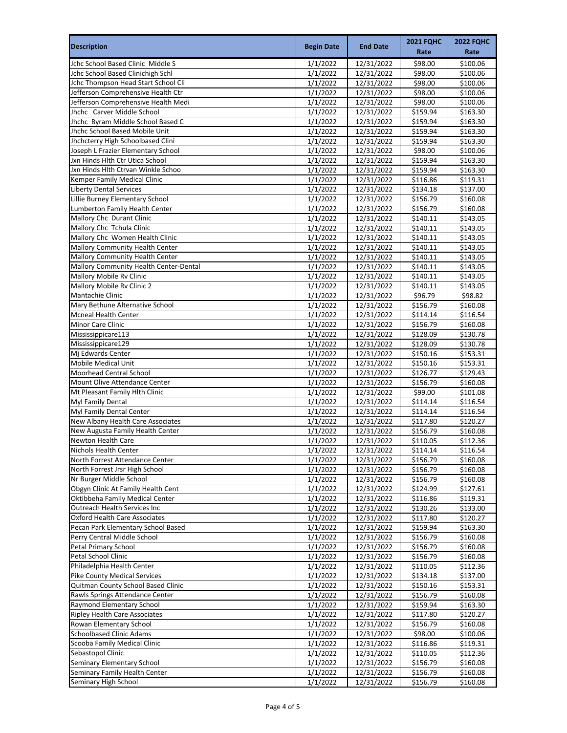| Description | Begin Date | End Date | 2021 FQHC Rate | 2022 FQHC Rate |
|---|---|---|---|---|
| Jchc School Based Clinic  Middle S | 1/1/2022 | 12/31/2022 | $98.00 | $100.06 |
| Jchc School Based Clinichigh Schl | 1/1/2022 | 12/31/2022 | $98.00 | $100.06 |
| Jchc Thompson Head Start School Cli | 1/1/2022 | 12/31/2022 | $98.00 | $100.06 |
| Jefferson Comprehensive Health Ctr | 1/1/2022 | 12/31/2022 | $98.00 | $100.06 |
| Jefferson Comprehensive Health Medi | 1/1/2022 | 12/31/2022 | $98.00 | $100.06 |
| Jhchc  Carver Middle School | 1/1/2022 | 12/31/2022 | $159.94 | $163.30 |
| Jhchc  Byram Middle School Based C | 1/1/2022 | 12/31/2022 | $159.94 | $163.30 |
| Jhchc School Based Mobile Unit | 1/1/2022 | 12/31/2022 | $159.94 | $163.30 |
| Jhchcterry High Schoolbased Clini | 1/1/2022 | 12/31/2022 | $159.94 | $163.30 |
| Joseph L Frazier Elementary School | 1/1/2022 | 12/31/2022 | $98.00 | $100.06 |
| Jxn Hinds Hlth Ctr Utica School | 1/1/2022 | 12/31/2022 | $159.94 | $163.30 |
| Jxn Hinds Hlth Ctrvan Winkle Schoo | 1/1/2022 | 12/31/2022 | $159.94 | $163.30 |
| Kemper Family Medical Clinic | 1/1/2022 | 12/31/2022 | $116.86 | $119.31 |
| Liberty Dental Services | 1/1/2022 | 12/31/2022 | $134.18 | $137.00 |
| Lillie Burney Elementary School | 1/1/2022 | 12/31/2022 | $156.79 | $160.08 |
| Lumberton Family Health Center | 1/1/2022 | 12/31/2022 | $156.79 | $160.08 |
| Mallory Chc  Durant Clinic | 1/1/2022 | 12/31/2022 | $140.11 | $143.05 |
| Mallory Chc  Tchula Clinic | 1/1/2022 | 12/31/2022 | $140.11 | $143.05 |
| Mallory Chc  Women Health Clinic | 1/1/2022 | 12/31/2022 | $140.11 | $143.05 |
| Mallory Community Health Center | 1/1/2022 | 12/31/2022 | $140.11 | $143.05 |
| Mallory Community Health Center | 1/1/2022 | 12/31/2022 | $140.11 | $143.05 |
| Mallory Community Health Center-Dental | 1/1/2022 | 12/31/2022 | $140.11 | $143.05 |
| Mallory Mobile Rv Clinic | 1/1/2022 | 12/31/2022 | $140.11 | $143.05 |
| Mallory Mobile Rv Clinic 2 | 1/1/2022 | 12/31/2022 | $140.11 | $143.05 |
| Mantachie Clinic | 1/1/2022 | 12/31/2022 | $96.79 | $98.82 |
| Mary Bethune Alternative School | 1/1/2022 | 12/31/2022 | $156.79 | $160.08 |
| Mcneal Health Center | 1/1/2022 | 12/31/2022 | $114.14 | $116.54 |
| Minor Care Clinic | 1/1/2022 | 12/31/2022 | $156.79 | $160.08 |
| Mississippicare113 | 1/1/2022 | 12/31/2022 | $128.09 | $130.78 |
| Mississippicare129 | 1/1/2022 | 12/31/2022 | $128.09 | $130.78 |
| Mj Edwards Center | 1/1/2022 | 12/31/2022 | $150.16 | $153.31 |
| Mobile Medical Unit | 1/1/2022 | 12/31/2022 | $150.16 | $153.31 |
| Moorhead Central School | 1/1/2022 | 12/31/2022 | $126.77 | $129.43 |
| Mount Olive Attendance Center | 1/1/2022 | 12/31/2022 | $156.79 | $160.08 |
| Mt Pleasant Family Hlth Clinic | 1/1/2022 | 12/31/2022 | $99.00 | $101.08 |
| Myl Family Dental | 1/1/2022 | 12/31/2022 | $114.14 | $116.54 |
| Myl Family Dental Center | 1/1/2022 | 12/31/2022 | $114.14 | $116.54 |
| New Albany Health Care Associates | 1/1/2022 | 12/31/2022 | $117.80 | $120.27 |
| New Augusta Family Health Center | 1/1/2022 | 12/31/2022 | $156.79 | $160.08 |
| Newton Health Care | 1/1/2022 | 12/31/2022 | $110.05 | $112.36 |
| Nichols Health Center | 1/1/2022 | 12/31/2022 | $114.14 | $116.54 |
| North Forrest Attendance Center | 1/1/2022 | 12/31/2022 | $156.79 | $160.08 |
| North Forrest Jrsr High School | 1/1/2022 | 12/31/2022 | $156.79 | $160.08 |
| Nr Burger Middle School | 1/1/2022 | 12/31/2022 | $156.79 | $160.08 |
| Obgyn Clinic At Family Health Cent | 1/1/2022 | 12/31/2022 | $124.99 | $127.61 |
| Oktibbeha Family Medical Center | 1/1/2022 | 12/31/2022 | $116.86 | $119.31 |
| Outreach Health Services Inc | 1/1/2022 | 12/31/2022 | $130.26 | $133.00 |
| Oxford Health Care Associates | 1/1/2022 | 12/31/2022 | $117.80 | $120.27 |
| Pecan Park Elementary School Based | 1/1/2022 | 12/31/2022 | $159.94 | $163.30 |
| Perry Central Middle School | 1/1/2022 | 12/31/2022 | $156.79 | $160.08 |
| Petal Primary School | 1/1/2022 | 12/31/2022 | $156.79 | $160.08 |
| Petal School Clinic | 1/1/2022 | 12/31/2022 | $156.79 | $160.08 |
| Philadelphia Health Center | 1/1/2022 | 12/31/2022 | $110.05 | $112.36 |
| Pike County Medical Services | 1/1/2022 | 12/31/2022 | $134.18 | $137.00 |
| Quitman County School Based Clinic | 1/1/2022 | 12/31/2022 | $150.16 | $153.31 |
| Rawls Springs Attendance Center | 1/1/2022 | 12/31/2022 | $156.79 | $160.08 |
| Raymond Elementary School | 1/1/2022 | 12/31/2022 | $159.94 | $163.30 |
| Ripley Health Care Associates | 1/1/2022 | 12/31/2022 | $117.80 | $120.27 |
| Rowan Elementary School | 1/1/2022 | 12/31/2022 | $156.79 | $160.08 |
| Schoolbased Clinic Adams | 1/1/2022 | 12/31/2022 | $98.00 | $100.06 |
| Scooba Family Medical Clinic | 1/1/2022 | 12/31/2022 | $116.86 | $119.31 |
| Sebastopol Clinic | 1/1/2022 | 12/31/2022 | $110.05 | $112.36 |
| Seminary Elementary School | 1/1/2022 | 12/31/2022 | $156.79 | $160.08 |
| Seminary Family Health Center | 1/1/2022 | 12/31/2022 | $156.79 | $160.08 |
| Seminary High School | 1/1/2022 | 12/31/2022 | $156.79 | $160.08 |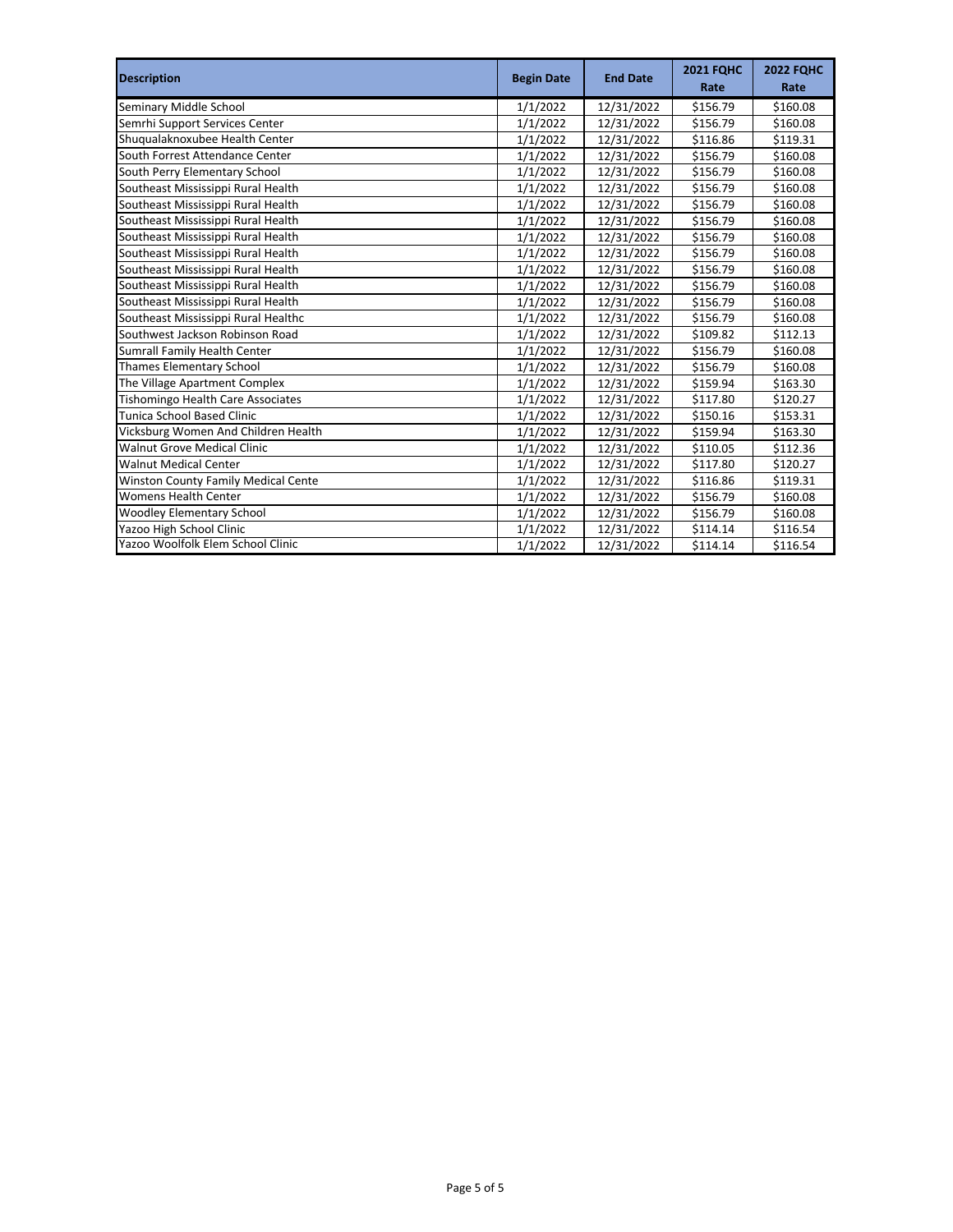| Description | Begin Date | End Date | 2021 FQHC Rate | 2022 FQHC Rate |
|---|---|---|---|---|
| Seminary Middle School | 1/1/2022 | 12/31/2022 | $156.79 | $160.08 |
| Semrhi Support Services Center | 1/1/2022 | 12/31/2022 | $156.79 | $160.08 |
| Shuqualaknoxubee Health Center | 1/1/2022 | 12/31/2022 | $116.86 | $119.31 |
| South Forrest Attendance Center | 1/1/2022 | 12/31/2022 | $156.79 | $160.08 |
| South Perry Elementary School | 1/1/2022 | 12/31/2022 | $156.79 | $160.08 |
| Southeast Mississippi Rural Health | 1/1/2022 | 12/31/2022 | $156.79 | $160.08 |
| Southeast Mississippi Rural Health | 1/1/2022 | 12/31/2022 | $156.79 | $160.08 |
| Southeast Mississippi Rural Health | 1/1/2022 | 12/31/2022 | $156.79 | $160.08 |
| Southeast Mississippi Rural Health | 1/1/2022 | 12/31/2022 | $156.79 | $160.08 |
| Southeast Mississippi Rural Health | 1/1/2022 | 12/31/2022 | $156.79 | $160.08 |
| Southeast Mississippi Rural Health | 1/1/2022 | 12/31/2022 | $156.79 | $160.08 |
| Southeast Mississippi Rural Health | 1/1/2022 | 12/31/2022 | $156.79 | $160.08 |
| Southeast Mississippi Rural Health | 1/1/2022 | 12/31/2022 | $156.79 | $160.08 |
| Southeast Mississippi Rural Healthc | 1/1/2022 | 12/31/2022 | $156.79 | $160.08 |
| Southwest Jackson Robinson Road | 1/1/2022 | 12/31/2022 | $109.82 | $112.13 |
| Sumrall Family Health Center | 1/1/2022 | 12/31/2022 | $156.79 | $160.08 |
| Thames Elementary School | 1/1/2022 | 12/31/2022 | $156.79 | $160.08 |
| The Village Apartment Complex | 1/1/2022 | 12/31/2022 | $159.94 | $163.30 |
| Tishomingo Health Care Associates | 1/1/2022 | 12/31/2022 | $117.80 | $120.27 |
| Tunica School Based Clinic | 1/1/2022 | 12/31/2022 | $150.16 | $153.31 |
| Vicksburg Women And Children Health | 1/1/2022 | 12/31/2022 | $159.94 | $163.30 |
| Walnut Grove Medical Clinic | 1/1/2022 | 12/31/2022 | $110.05 | $112.36 |
| Walnut Medical Center | 1/1/2022 | 12/31/2022 | $117.80 | $120.27 |
| Winston County Family Medical Cente | 1/1/2022 | 12/31/2022 | $116.86 | $119.31 |
| Womens Health Center | 1/1/2022 | 12/31/2022 | $156.79 | $160.08 |
| Woodley Elementary School | 1/1/2022 | 12/31/2022 | $156.79 | $160.08 |
| Yazoo High School Clinic | 1/1/2022 | 12/31/2022 | $114.14 | $116.54 |
| Yazoo Woolfolk Elem School Clinic | 1/1/2022 | 12/31/2022 | $114.14 | $116.54 |